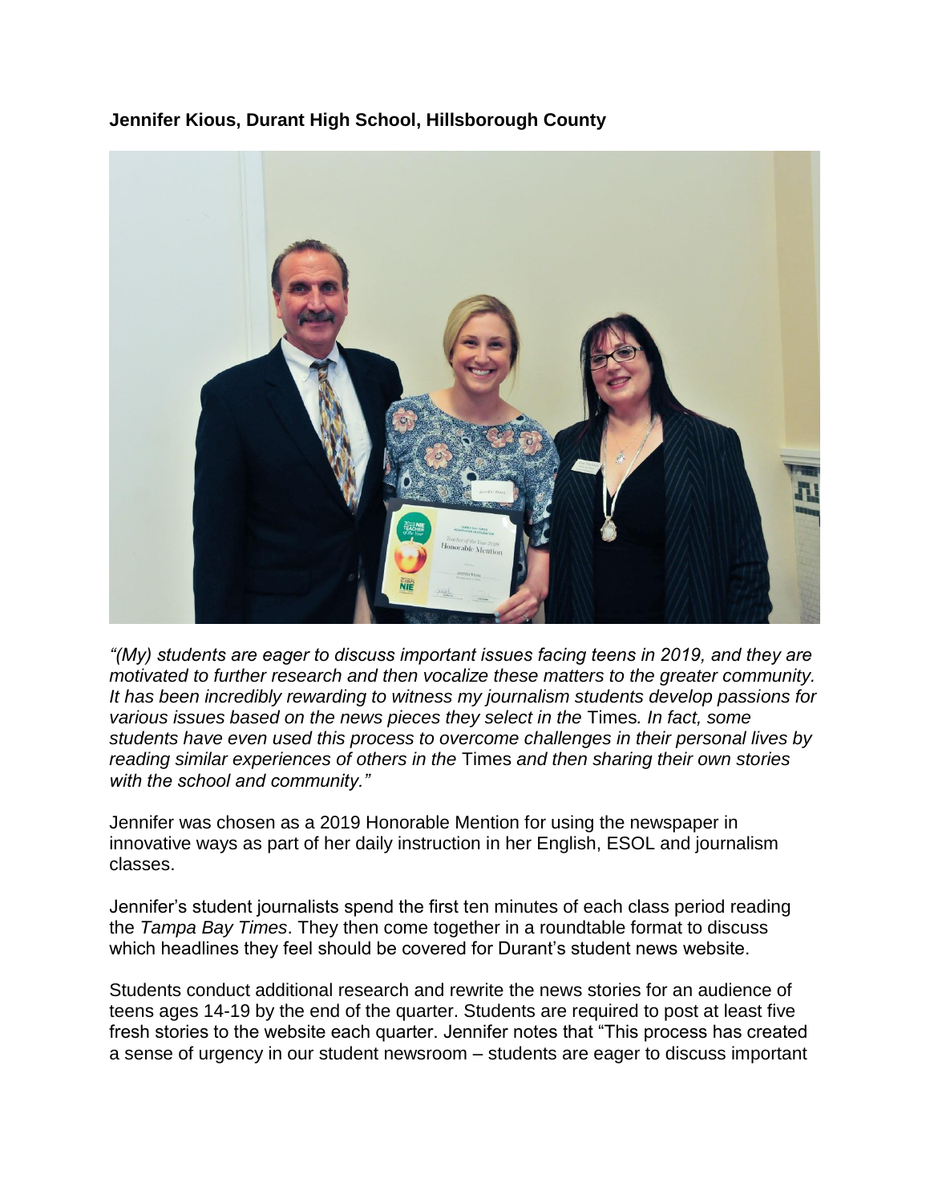**Jennifer Kious, Durant High School, Hillsborough County**

*"(My) students are eager to discuss important issues facing teens in 2019, and they are motivated to further research and then vocalize these matters to the greater community. It has been incredibly rewarding to witness my journalism students develop passions for various issues based on the news pieces they select in the* Times*. In fact, some students have even used this process to overcome challenges in their personal lives by reading similar experiences of others in the* Times *and then sharing their own stories with the school and community."*

Jennifer was chosen as a 2019 Honorable Mention for using the newspaper in innovative ways as part of her daily instruction in her English, ESOL and journalism classes.

Jennifer's student journalists spend the first ten minutes of each class period reading the *Tampa Bay Times*. They then come together in a roundtable format to discuss which headlines they feel should be covered for Durant's student news website.

Students conduct additional research and rewrite the news stories for an audience of teens ages 14-19 by the end of the quarter. Students are required to post at least five fresh stories to the website each quarter. Jennifer notes that "This process has created a sense of urgency in our student newsroom – students are eager to discuss important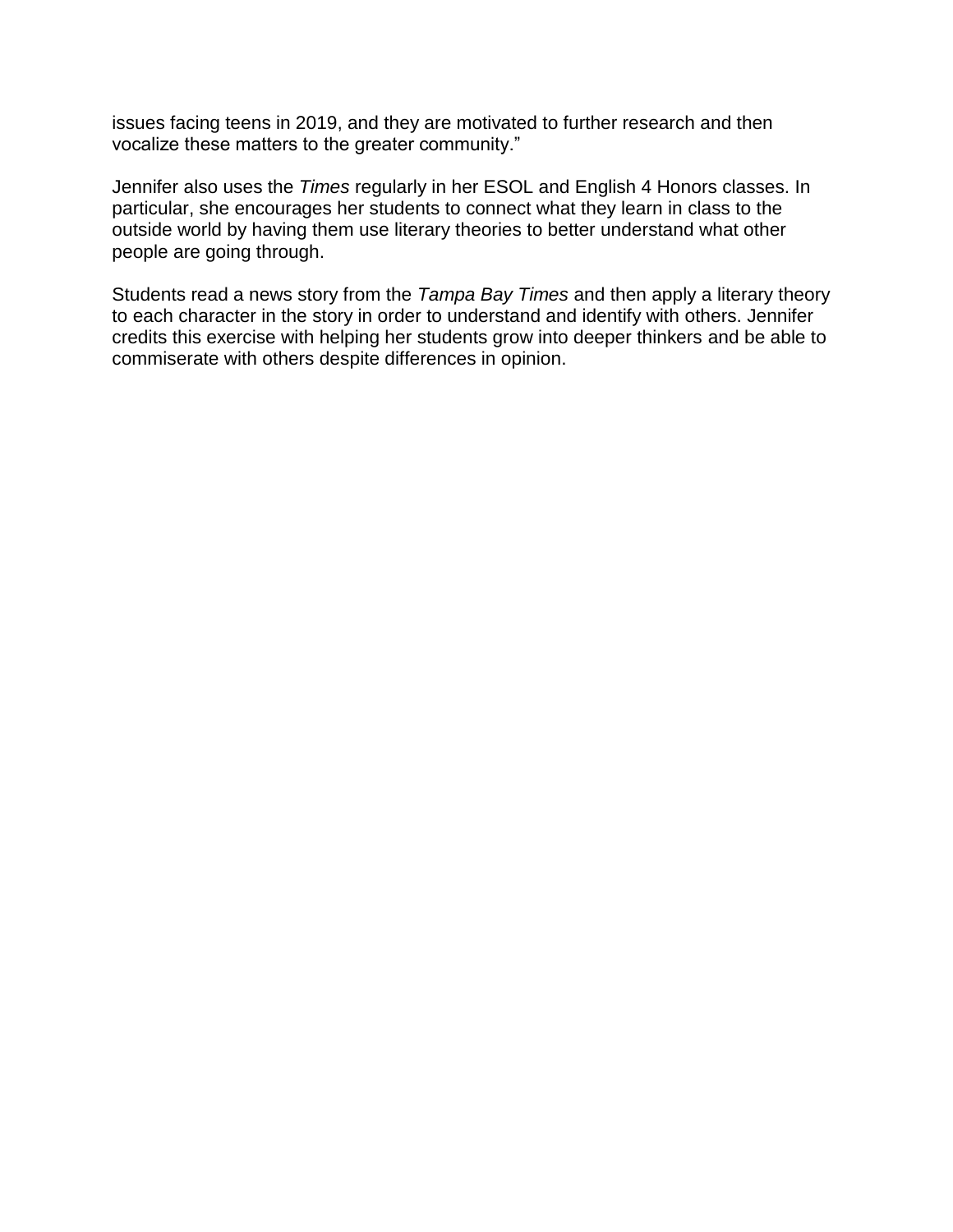issues facing teens in 2019, and they are motivated to further research and then vocalize these matters to the greater community."

Jennifer also uses the *Times* regularly in her ESOL and English 4 Honors classes. In particular, she encourages her students to connect what they learn in class to the outside world by having them use literary theories to better understand what other people are going through.

Students read a news story from the *Tampa Bay Times* and then apply a literary theory to each character in the story in order to understand and identify with others. Jennifer credits this exercise with helping her students grow into deeper thinkers and be able to commiserate with others despite differences in opinion.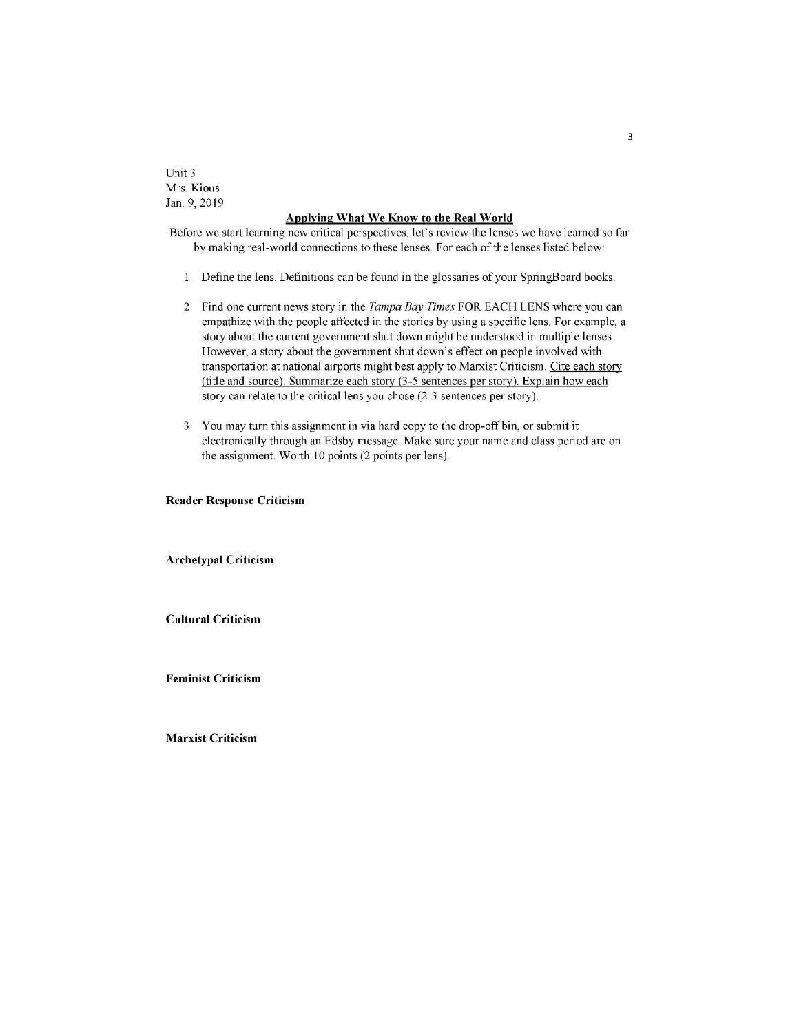Unit 3
Mrs. Kious
Jan. 9, 2019

**Applying What We Know to the Real World**

Before we start learning new critical perspectives, let's review the lenses we have learned so far by making real-world connections to these lenses. For each of the lenses listed below:

1. Define the lens. Definitions can be found in the glossaries of your SpringBoard books.

2. Find one current news story in the *Tampa Bay Times* FOR EACH LENS where you can empathize with the people affected in the stories by using a specific lens. For example, a story about the current government shut down might be understood in multiple lenses. However, a story about the government shut down's effect on people involved with transportation at national airports might best apply to Marxist Criticism. <u>Cite each story (title and source). Summarize each story (3-5 sentences per story). Explain how each story can relate to the critical lens you chose (2-3 sentences per story).</u>

3. You may turn this assignment in via hard copy to the drop-off bin, or submit it electronically through an Edsby message. Make sure your name and class period are on the assignment. Worth 10 points (2 points per lens).

**Reader Response Criticism**

**Archetypal Criticism**

**Cultural Criticism**

**Feminist Criticism**

**Marxist Criticism**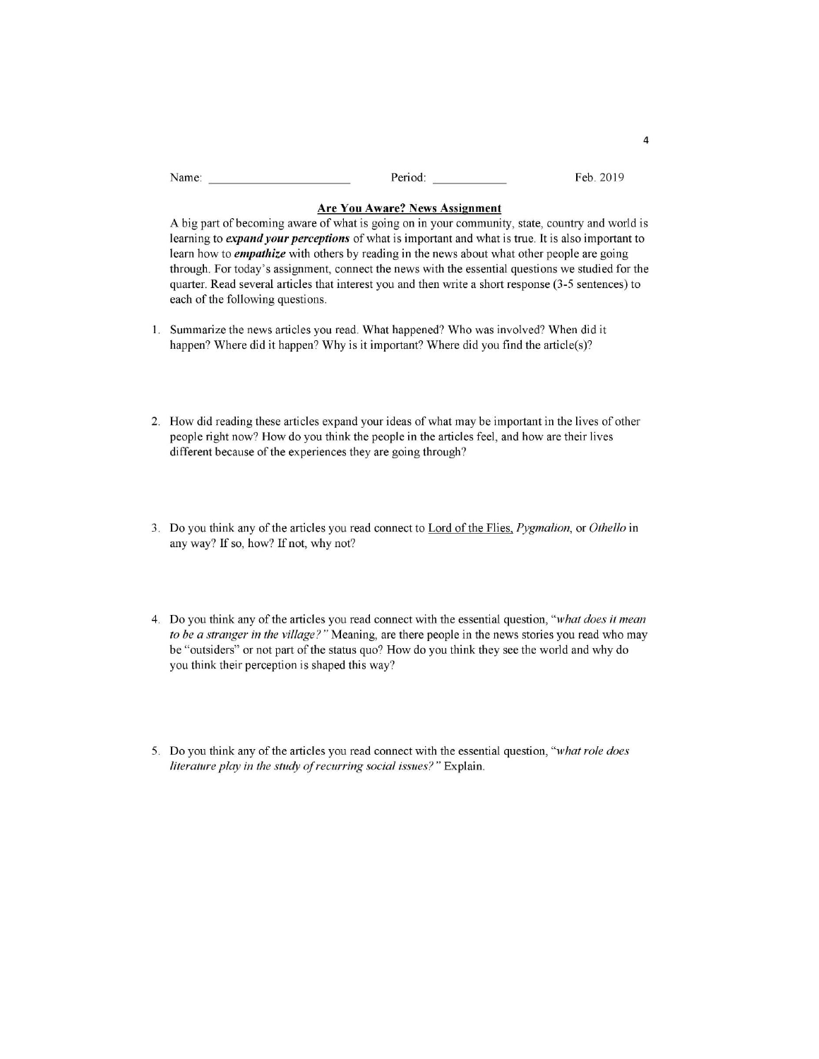Name: ______________________ Period: ___________ Feb. 2019

## Are You Aware? News Assignment

A big part of becoming aware of what is going on in your community, state, country and world is learning to ***expand your perceptions*** of what is important and what is true. It is also important to learn how to ***empathize*** with others by reading in the news about what other people are going through. For today's assignment, connect the news with the essential questions we studied for the quarter. Read several articles that interest you and then write a short response (3-5 sentences) to each of the following questions.

1. Summarize the news articles you read. What happened? Who was involved? When did it happen? Where did it happen? Why is it important? Where did you find the article(s)?

2. How did reading these articles expand your ideas of what may be important in the lives of other people right now? How do you think the people in the articles feel, and how are their lives different because of the experiences they are going through?

3. Do you think any of the articles you read connect to <u>Lord of the Flies</u>, *Pygmalion*, or *Othello* in any way? If so, how? If not, why not?

4. Do you think any of the articles you read connect with the essential question, "*what does it mean to be a stranger in the village?*" Meaning, are there people in the news stories you read who may be "outsiders" or not part of the status quo? How do you think they see the world and why do you think their perception is shaped this way?

5. Do you think any of the articles you read connect with the essential question, "*what role does literature play in the study of recurring social issues?*" Explain.